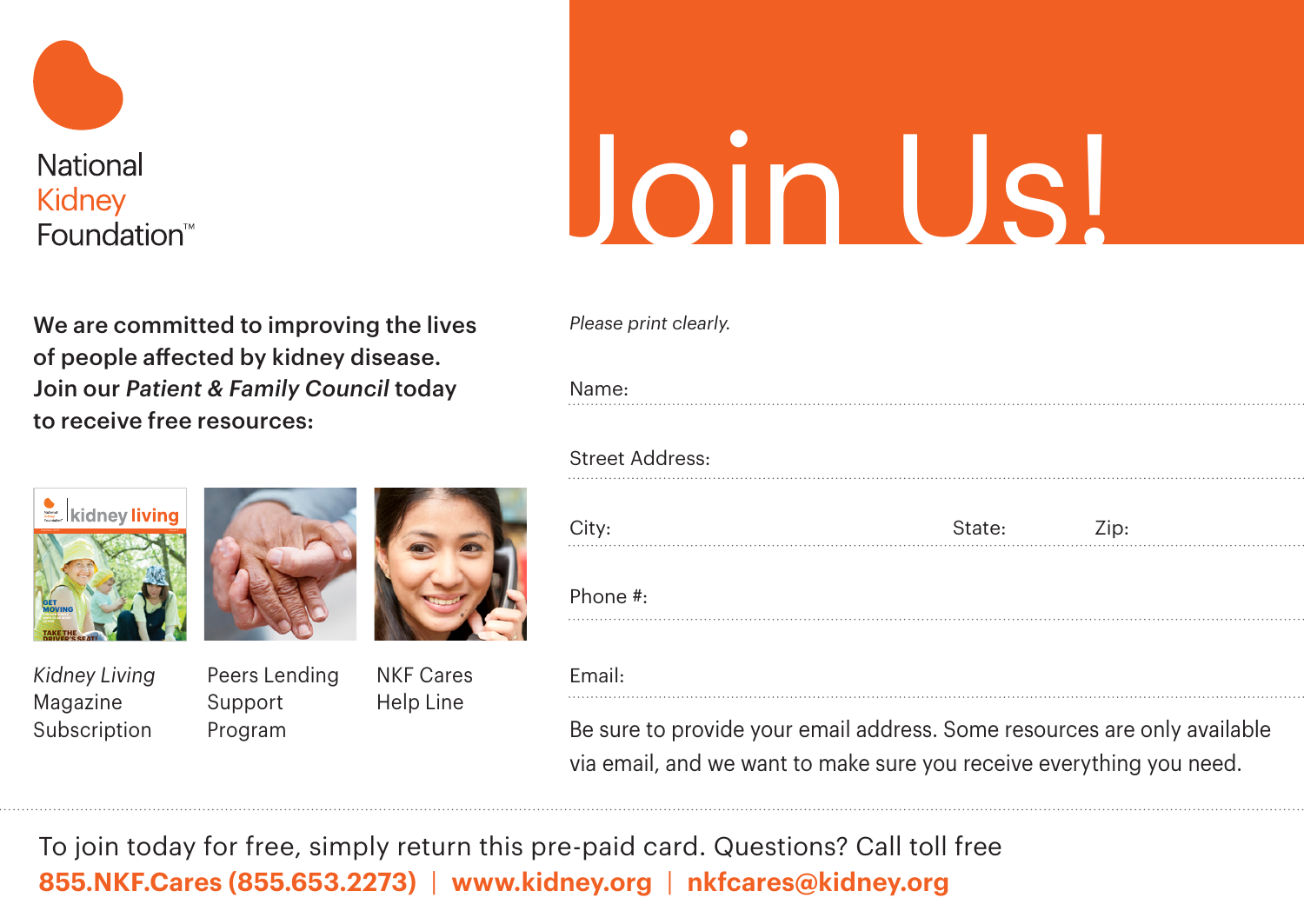National
Kidney
Foundation™

# Join Us!

**We are committed to improving the lives of people affected by kidney disease. Join our *Patient & Family Council* today to receive free resources:**

- *Kidney Living* Magazine Subscription
- Peers Lending Support Program
- NKF Cares Help Line

*Please print clearly.*

Name: ............................................................

Street Address: ............................................................

City: ............................ State: ............ Zip: ............

Phone #: ............................................................

Email: ............................................................

Be sure to provide your email address. Some resources are only available via email, and we want to make sure you receive everything you need.

---

To join today for free, simply return this pre-paid card. Questions? Call toll free

**855.NKF.Cares (855.653.2273) | www.kidney.org | nkfcares@kidney.org**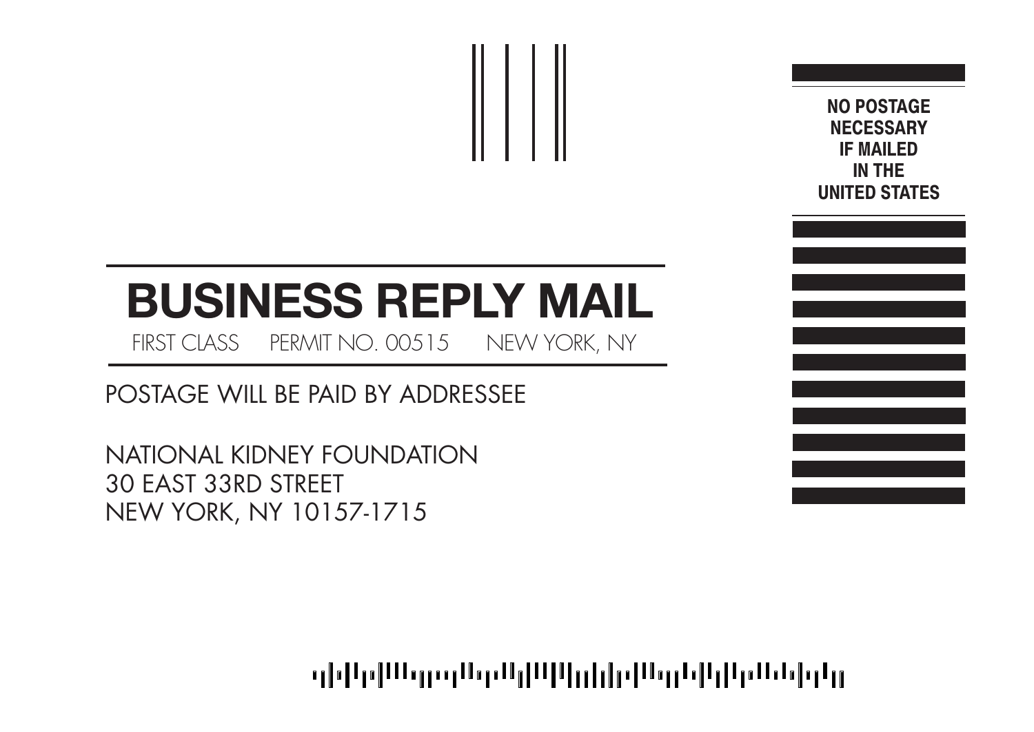NO POSTAGE
NECESSARY
IF MAILED
IN THE
UNITED STATES

# BUSINESS REPLY MAIL

FIRST CLASS PERMIT NO. 00515 NEW YORK, NY

POSTAGE WILL BE PAID BY ADDRESSEE

NATIONAL KIDNEY FOUNDATION
30 EAST 33RD STREET
NEW YORK, NY 10157-1715